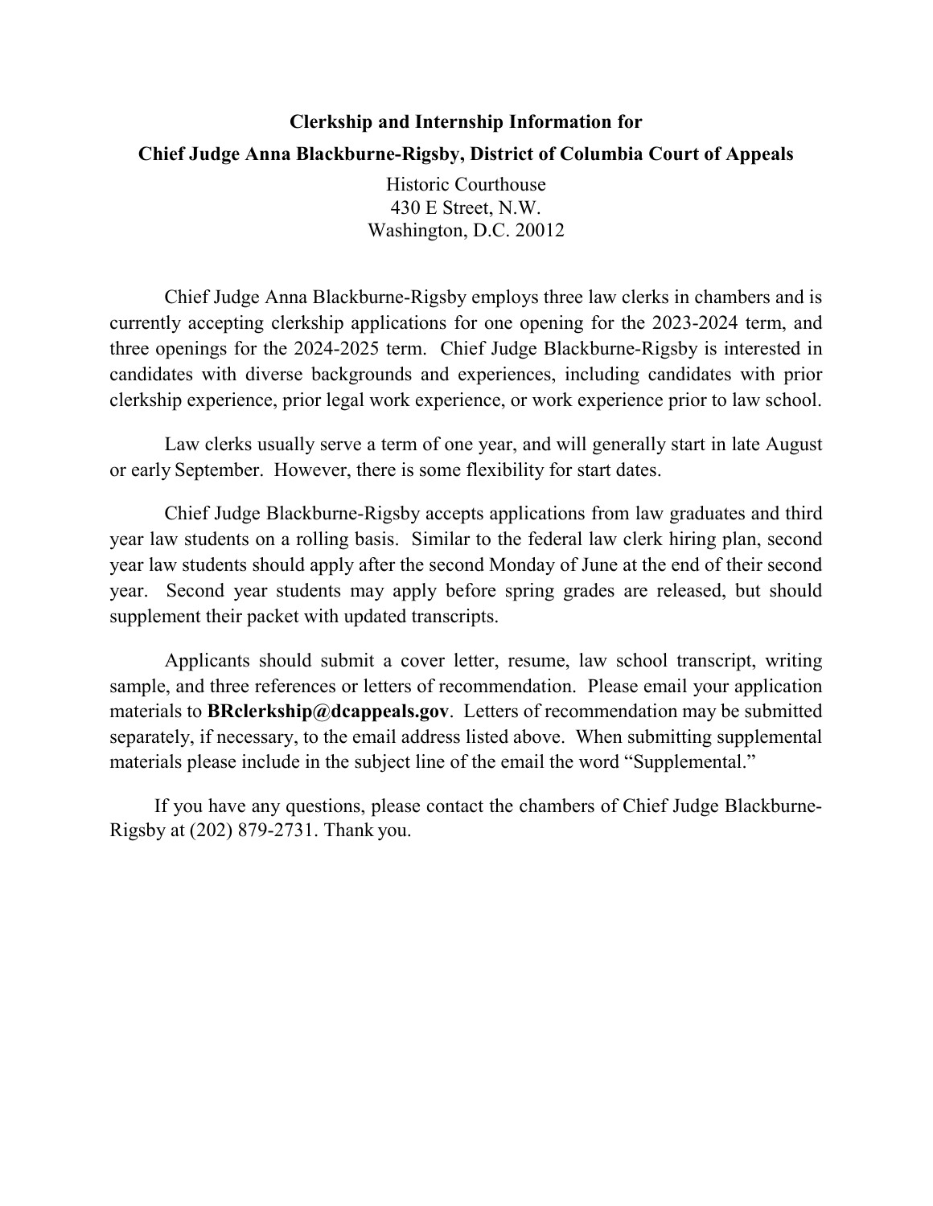**Clerkship and Internship Information for**

**Chief Judge Anna Blackburne-Rigsby, District of Columbia Court of Appeals**

Historic Courthouse
430 E Street, N.W.
Washington, D.C. 20012

Chief Judge Anna Blackburne-Rigsby employs three law clerks in chambers and is currently accepting clerkship applications for one opening for the 2023-2024 term, and three openings for the 2024-2025 term. Chief Judge Blackburne-Rigsby is interested in candidates with diverse backgrounds and experiences, including candidates with prior clerkship experience, prior legal work experience, or work experience prior to law school.

Law clerks usually serve a term of one year, and will generally start in late August or early September. However, there is some flexibility for start dates.

Chief Judge Blackburne-Rigsby accepts applications from law graduates and third year law students on a rolling basis. Similar to the federal law clerk hiring plan, second year law students should apply after the second Monday of June at the end of their second year. Second year students may apply before spring grades are released, but should supplement their packet with updated transcripts.

Applicants should submit a cover letter, resume, law school transcript, writing sample, and three references or letters of recommendation. Please email your application materials to **BRclerkship@dcappeals.gov**. Letters of recommendation may be submitted separately, if necessary, to the email address listed above. When submitting supplemental materials please include in the subject line of the email the word "Supplemental."

If you have any questions, please contact the chambers of Chief Judge Blackburne-Rigsby at (202) 879-2731. Thank you.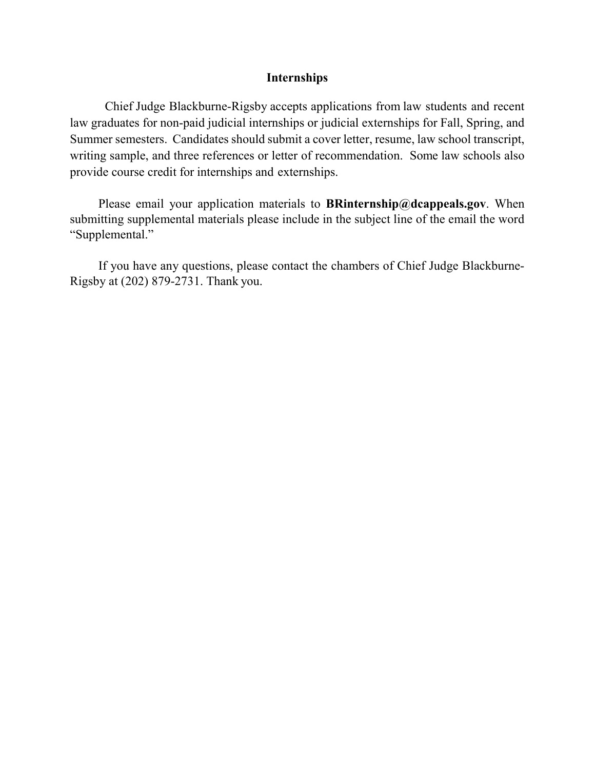## Internships

Chief Judge Blackburne-Rigsby accepts applications from law students and recent law graduates for non-paid judicial internships or judicial externships for Fall, Spring, and Summer semesters. Candidates should submit a cover letter, resume, law school transcript, writing sample, and three references or letter of recommendation. Some law schools also provide course credit for internships and externships.

Please email your application materials to **BRinternship@dcappeals.gov**. When submitting supplemental materials please include in the subject line of the email the word "Supplemental."

If you have any questions, please contact the chambers of Chief Judge Blackburne-Rigsby at (202) 879-2731. Thank you.